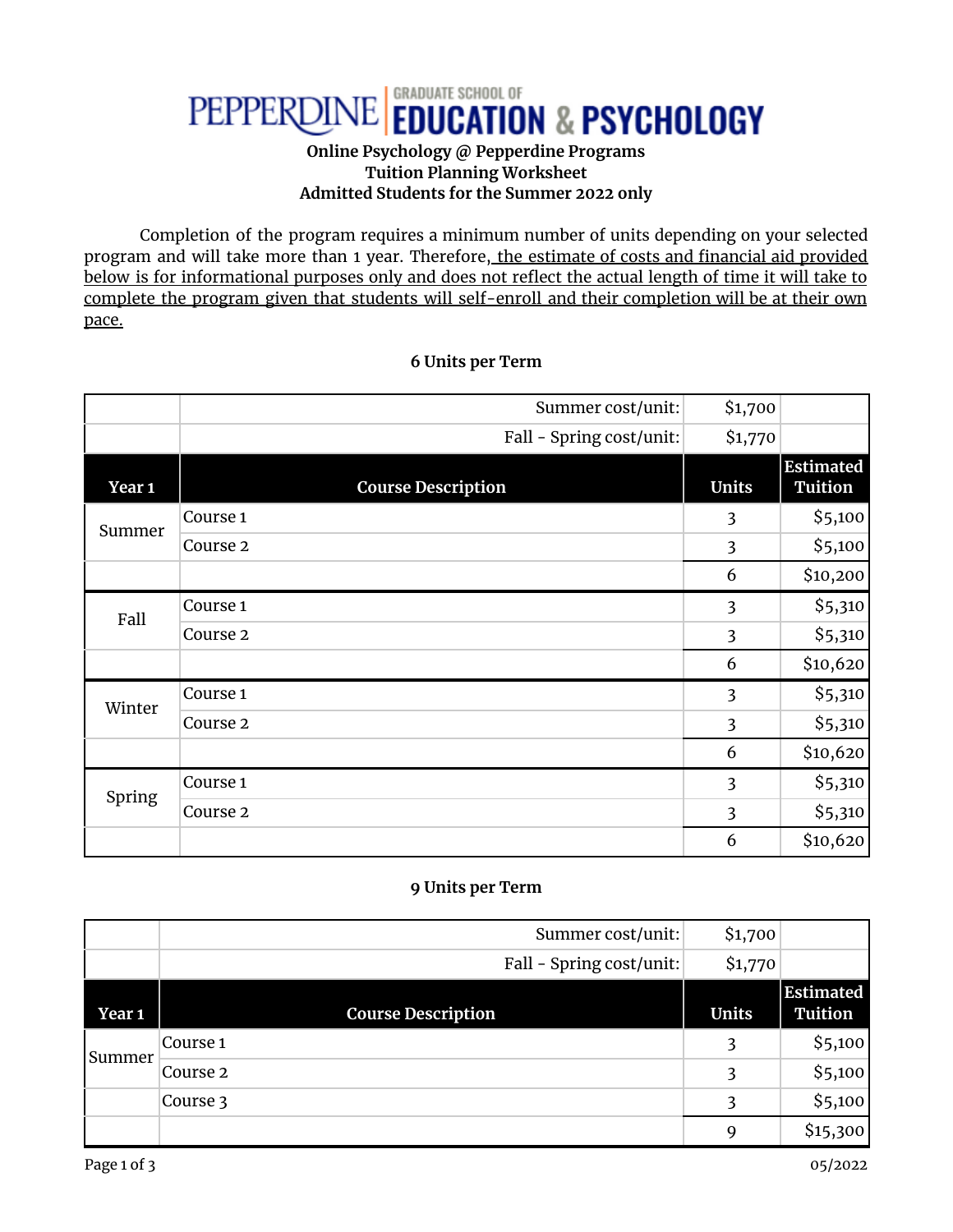**Pepperdine Graduate School of Education & Psychology**

**Online Psychology @ Pepperdine Programs**
**Tuition Planning Worksheet**
**Admitted Students for the Summer 2022 only**

Completion of the program requires a minimum number of units depending on your selected program and will take more than 1 year. Therefore, the estimate of costs and financial aid provided below is for informational purposes only and does not reflect the actual length of time it will take to complete the program given that students will self-enroll and their completion will be at their own pace.

**6 Units per Term**

| | | | |
|---|---|---|---|
| | Summer cost/unit: | $1,700 | |
| | Fall - Spring cost/unit: | $1,770 | |
| **Year 1** | **Course Description** | **Units** | **Estimated Tuition** |
| Summer | Course 1 | 3 | $5,100 |
| | Course 2 | 3 | $5,100 |
| | | 6 | $10,200 |
| Fall | Course 1 | 3 | $5,310 |
| | Course 2 | 3 | $5,310 |
| | | 6 | $10,620 |
| Winter | Course 1 | 3 | $5,310 |
| | Course 2 | 3 | $5,310 |
| | | 6 | $10,620 |
| Spring | Course 1 | 3 | $5,310 |
| | Course 2 | 3 | $5,310 |
| | | 6 | $10,620 |

**9 Units per Term**

| | | | |
|---|---|---|---|
| | Summer cost/unit: | $1,700 | |
| | Fall - Spring cost/unit: | $1,770 | |
| **Year 1** | **Course Description** | **Units** | **Estimated Tuition** |
| Summer | Course 1 | 3 | $5,100 |
| | Course 2 | 3 | $5,100 |
| | Course 3 | 3 | $5,100 |
| | | 9 | $15,300 |

05/2022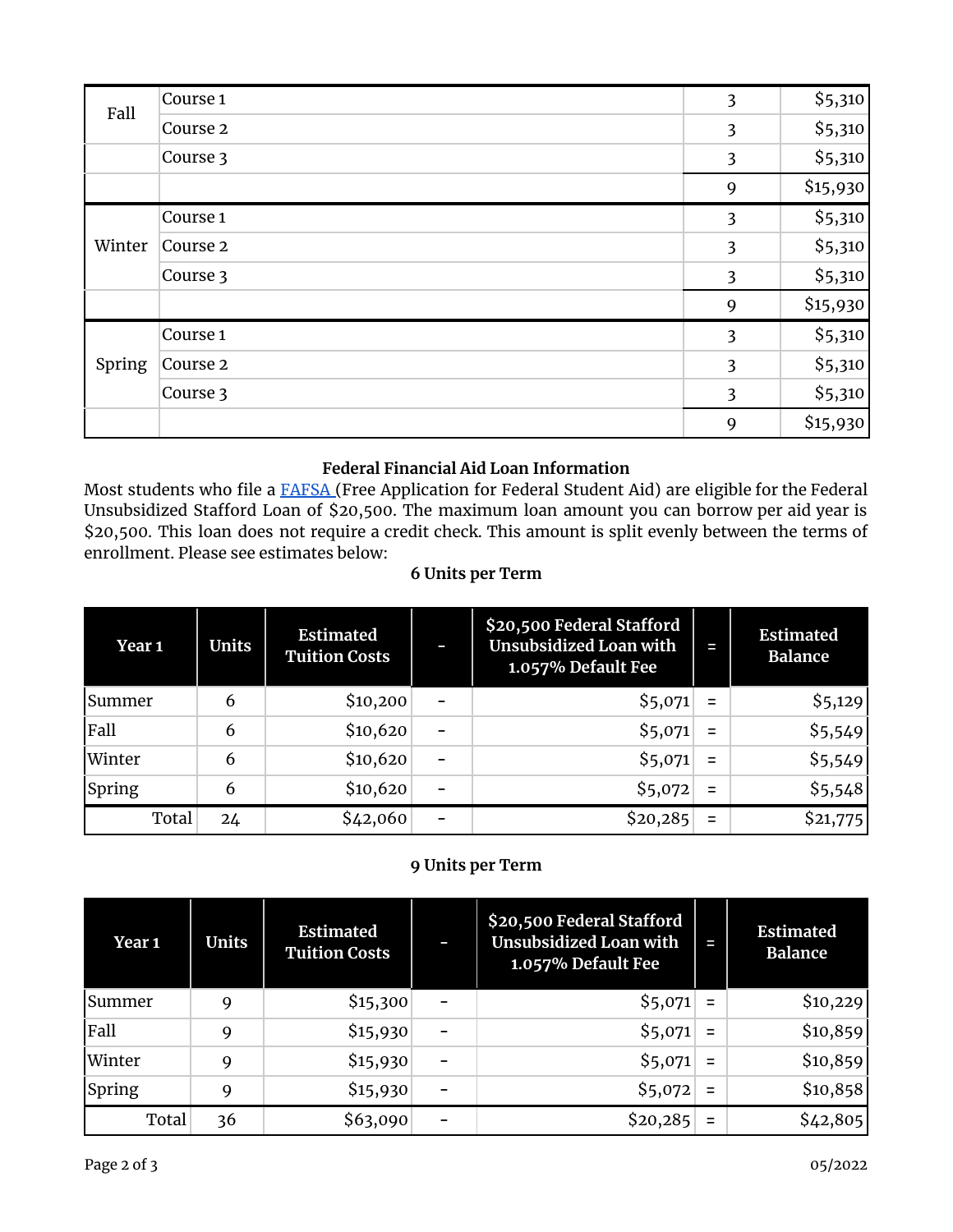| | | | |
|---|---|---|---|
| Fall | Course 1 | 3 | $5,310 |
| | Course 2 | 3 | $5,310 |
| | Course 3 | 3 | $5,310 |
| | | 9 | $15,930 |
| Winter | Course 1 | 3 | $5,310 |
| | Course 2 | 3 | $5,310 |
| | Course 3 | 3 | $5,310 |
| | | 9 | $15,930 |
| Spring | Course 1 | 3 | $5,310 |
| | Course 2 | 3 | $5,310 |
| | Course 3 | 3 | $5,310 |
| | | 9 | $15,930 |

**Federal Financial Aid Loan Information**

Most students who file a FAFSA (Free Application for Federal Student Aid) are eligible for the Federal Unsubsidized Stafford Loan of $20,500. The maximum loan amount you can borrow per aid year is $20,500. This loan does not require a credit check. This amount is split evenly between the terms of enrollment. Please see estimates below:

**6 Units per Term**

| Year 1 | Units | Estimated Tuition Costs | - | $20,500 Federal Stafford Unsubsidized Loan with 1.057% Default Fee | = | Estimated Balance |
|---|---|---|---|---|---|---|
| Summer | 6 | $10,200 | - | $5,071 | = | $5,129 |
| Fall | 6 | $10,620 | - | $5,071 | = | $5,549 |
| Winter | 6 | $10,620 | - | $5,071 | = | $5,549 |
| Spring | 6 | $10,620 | - | $5,072 | = | $5,548 |
| Total | 24 | $42,060 | - | $20,285 | = | $21,775 |

**9 Units per Term**

| Year 1 | Units | Estimated Tuition Costs | - | $20,500 Federal Stafford Unsubsidized Loan with 1.057% Default Fee | = | Estimated Balance |
|---|---|---|---|---|---|---|
| Summer | 9 | $15,300 | - | $5,071 | = | $10,229 |
| Fall | 9 | $15,930 | - | $5,071 | = | $10,859 |
| Winter | 9 | $15,930 | - | $5,071 | = | $10,859 |
| Spring | 9 | $15,930 | - | $5,072 | = | $10,858 |
| Total | 36 | $63,090 | - | $20,285 | = | $42,805 |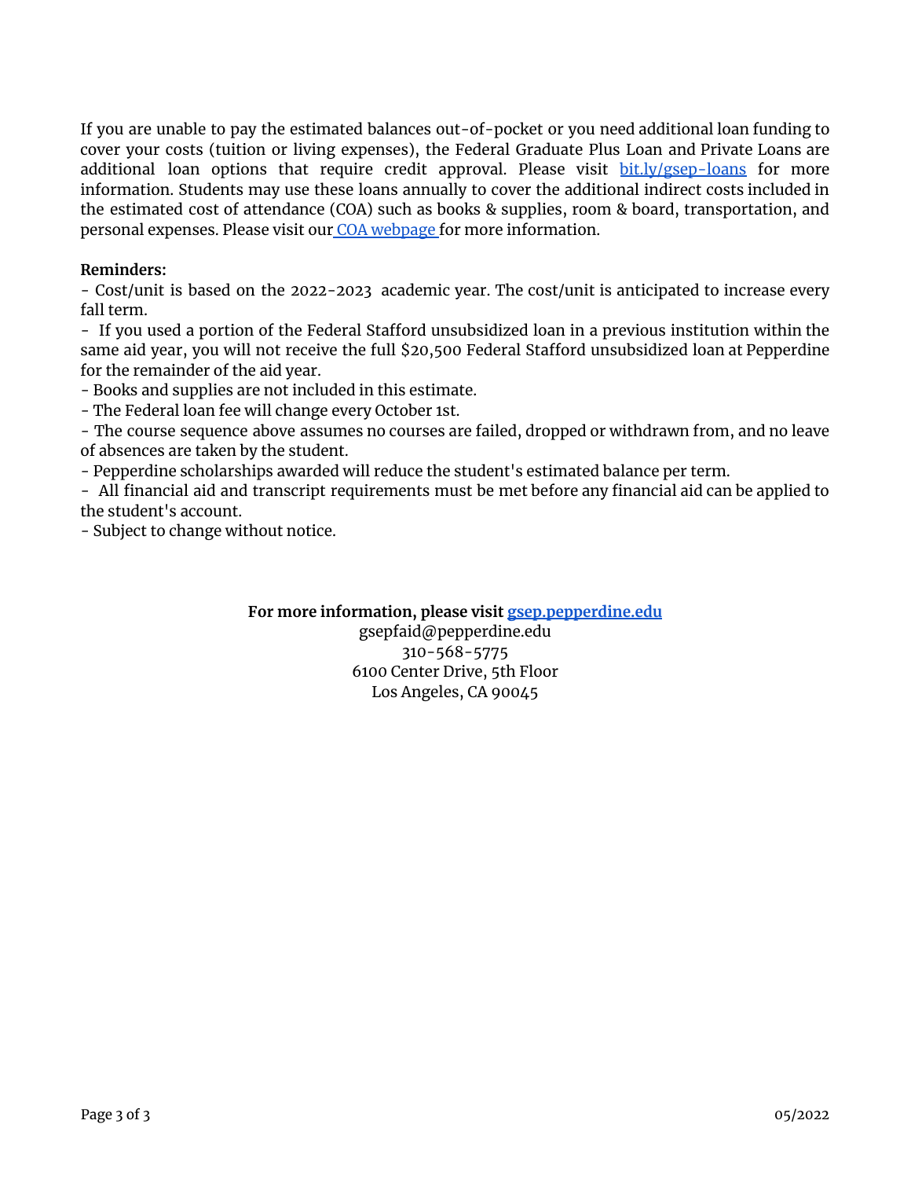If you are unable to pay the estimated balances out-of-pocket or you need additional loan funding to cover your costs (tuition or living expenses), the Federal Graduate Plus Loan and Private Loans are additional loan options that require credit approval. Please visit bit.ly/gsep-loans for more information. Students may use these loans annually to cover the additional indirect costs included in the estimated cost of attendance (COA) such as books & supplies, room & board, transportation, and personal expenses. Please visit our COA webpage for more information.

**Reminders:**

- Cost/unit is based on the 2022-2023 academic year. The cost/unit is anticipated to increase every fall term.
- If you used a portion of the Federal Stafford unsubsidized loan in a previous institution within the same aid year, you will not receive the full $20,500 Federal Stafford unsubsidized loan at Pepperdine for the remainder of the aid year.
- Books and supplies are not included in this estimate.
- The Federal loan fee will change every October 1st.
- The course sequence above assumes no courses are failed, dropped or withdrawn from, and no leave of absences are taken by the student.
- Pepperdine scholarships awarded will reduce the student's estimated balance per term.
- All financial aid and transcript requirements must be met before any financial aid can be applied to the student's account.
- Subject to change without notice.

**For more information, please visit gsep.pepperdine.edu**
gsepfaid@pepperdine.edu
310-568-5775
6100 Center Drive, 5th Floor
Los Angeles, CA 90045

05/2022